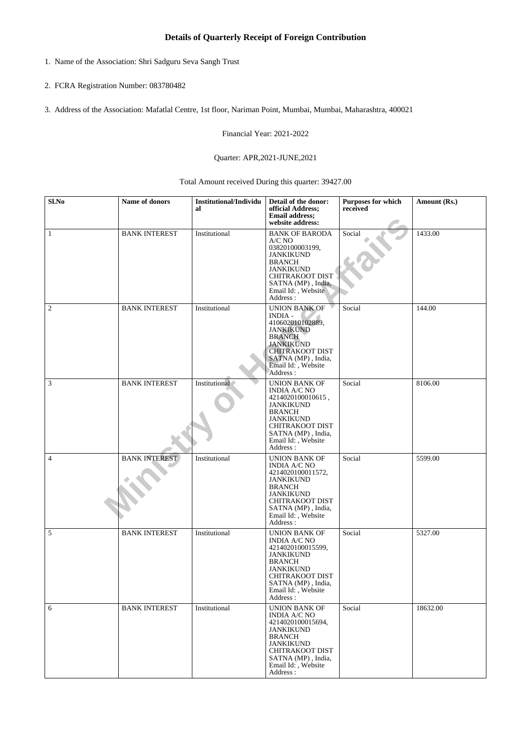# Details of Quarterly Receipt of Foreign Contribution

1. Name of the Association: Shri Sadguru Seva Sangh Trust

2. FCRA Registration Number: 083780482

3. Address of the Association: Mafatlal Centre, 1st floor, Nariman Point, Mumbai, Mumbai, Maharashtra, 400021

Financial Year: 2021-2022

Quarter: APR,2021-JUNE,2021

Total Amount received During this quarter: 39427.00

| Sl.No | Name of donors | Institutional/Individual | Detail of the donor: official Address; Email address; website address: | Purposes for which received | Amount (Rs.) |
|---|---|---|---|---|---|
| 1 | BANK INTEREST | Institutional | BANK OF BARODA A/C NO 03820100003199, JANKIKUND BRANCH JANKIKUND CHITRAKOOT DIST SATNA (MP) , India, Email Id: , Website Address : | Social | 1433.00 |
| 2 | BANK INTEREST | Institutional | UNION BANK OF INDIA - 410602010102889, JANKIKUND BRANCH JANKIKUND CHITRAKOOT DIST SATNA (MP) , India, Email Id: , Website Address : | Social | 144.00 |
| 3 | BANK INTEREST | Institutional | UNION BANK OF INDIA A/C NO 4214020100010615 , JANKIKUND BRANCH JANKIKUND CHITRAKOOT DIST SATNA (MP) , India, Email Id: , Website Address : | Social | 8106.00 |
| 4 | BANK INTEREST | Institutional | UNION BANK OF INDIA A/C NO 4214020100011572, JANKIKUND BRANCH JANKIKUND CHITRAKOOT DIST SATNA (MP) , India, Email Id: , Website Address : | Social | 5599.00 |
| 5 | BANK INTEREST | Institutional | UNION BANK OF INDIA A/C NO 4214020100015599, JANKIKUND BRANCH JANKIKUND CHITRAKOOT DIST SATNA (MP) , India, Email Id: , Website Address : | Social | 5327.00 |
| 6 | BANK INTEREST | Institutional | UNION BANK OF INDIA A/C NO 4214020100015694, JANKIKUND BRANCH JANKIKUND CHITRAKOOT DIST SATNA (MP) , India, Email Id: , Website Address : | Social | 18632.00 |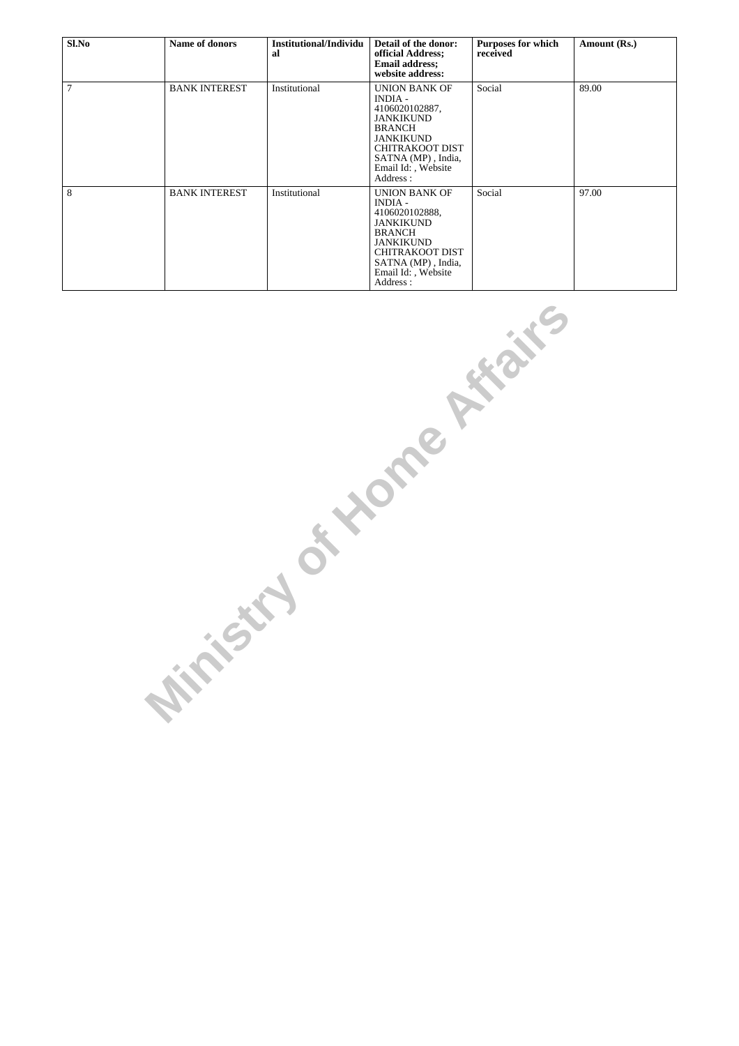| Sl.No | Name of donors | Institutional/Individual | Detail of the donor: official Address; Email address; website address: | Purposes for which received | Amount (Rs.) |
|---|---|---|---|---|---|
| 7 | BANK INTEREST | Institutional | UNION BANK OF INDIA - 4106020102887, JANKIKUND BRANCH JANKIKUND CHITRAKOOT DIST SATNA (MP) , India, Email Id: , Website Address : | Social | 89.00 |
| 8 | BANK INTEREST | Institutional | UNION BANK OF INDIA - 4106020102888, JANKIKUND BRANCH JANKIKUND CHITRAKOOT DIST SATNA (MP) , India, Email Id: , Website Address : | Social | 97.00 |